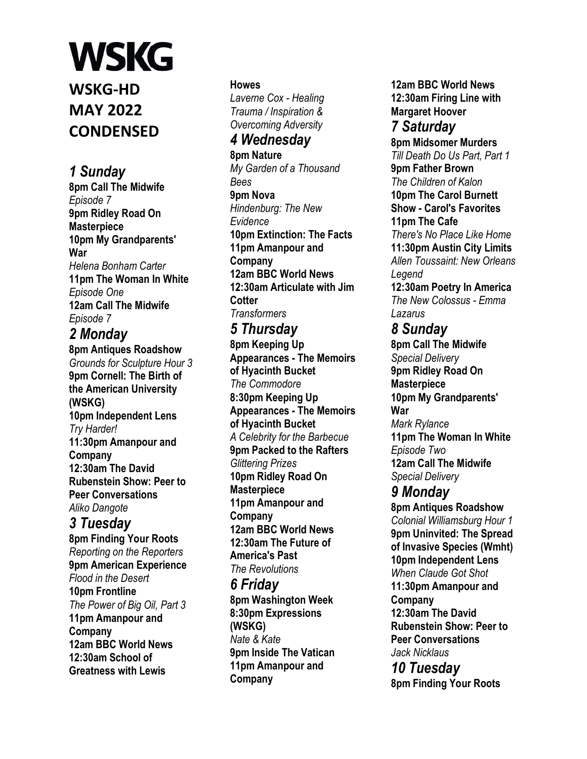# WSKG

## WSKG-HD
## MAY 2022
## CONDENSED

### *1 Sunday*

**8pm Call The Midwife**
*Episode 7*
**9pm Ridley Road On Masterpiece**
**10pm My Grandparents' War**
*Helena Bonham Carter*
**11pm The Woman In White**
*Episode One*
**12am Call The Midwife**
*Episode 7*

### *2 Monday*

**8pm Antiques Roadshow**
*Grounds for Sculpture Hour 3*
**9pm Cornell: The Birth of the American University (WSKG)**
**10pm Independent Lens**
*Try Harder!*
**11:30pm Amanpour and Company**
**12:30am The David Rubenstein Show: Peer to Peer Conversations**
*Aliko Dangote*

### *3 Tuesday*

**8pm Finding Your Roots**
*Reporting on the Reporters*
**9pm American Experience**
*Flood in the Desert*
**10pm Frontline**
*The Power of Big Oil, Part 3*
**11pm Amanpour and Company**
**12am BBC World News**
**12:30am School of Greatness with Lewis Howes**
*Laverne Cox - Healing Trauma / Inspiration & Overcoming Adversity*

### *4 Wednesday*

**8pm Nature**
*My Garden of a Thousand Bees*
**9pm Nova**
*Hindenburg: The New Evidence*
**10pm Extinction: The Facts**
**11pm Amanpour and Company**
**12am BBC World News**
**12:30am Articulate with Jim Cotter**
*Transformers*

### *5 Thursday*

**8pm Keeping Up Appearances - The Memoirs of Hyacinth Bucket**
*The Commodore*
**8:30pm Keeping Up Appearances - The Memoirs of Hyacinth Bucket**
*A Celebrity for the Barbecue*
**9pm Packed to the Rafters**
*Glittering Prizes*
**10pm Ridley Road On Masterpiece**
**11pm Amanpour and Company**
**12am BBC World News**
**12:30am The Future of America's Past**
*The Revolutions*

### *6 Friday*

**8pm Washington Week**
**8:30pm Expressions (WSKG)**
*Nate & Kate*
**9pm Inside The Vatican**
**11pm Amanpour and Company**
**12am BBC World News**
**12:30am Firing Line with Margaret Hoover**

### *7 Saturday*

**8pm Midsomer Murders**
*Till Death Do Us Part, Part 1*
**9pm Father Brown**
*The Children of Kalon*
**10pm The Carol Burnett Show - Carol's Favorites**
**11pm The Cafe**
*There's No Place Like Home*
**11:30pm Austin City Limits**
*Allen Toussaint: New Orleans Legend*
**12:30am Poetry In America**
*The New Colossus - Emma Lazarus*

### *8 Sunday*

**8pm Call The Midwife**
*Special Delivery*
**9pm Ridley Road On Masterpiece**
**10pm My Grandparents' War**
*Mark Rylance*
**11pm The Woman In White**
*Episode Two*
**12am Call The Midwife**
*Special Delivery*

### *9 Monday*

**8pm Antiques Roadshow**
*Colonial Williamsburg Hour 1*
**9pm Uninvited: The Spread of Invasive Species (Wmht)**
**10pm Independent Lens**
*When Claude Got Shot*
**11:30pm Amanpour and Company**
**12:30am The David Rubenstein Show: Peer to Peer Conversations**
*Jack Nicklaus*

### *10 Tuesday*

**8pm Finding Your Roots**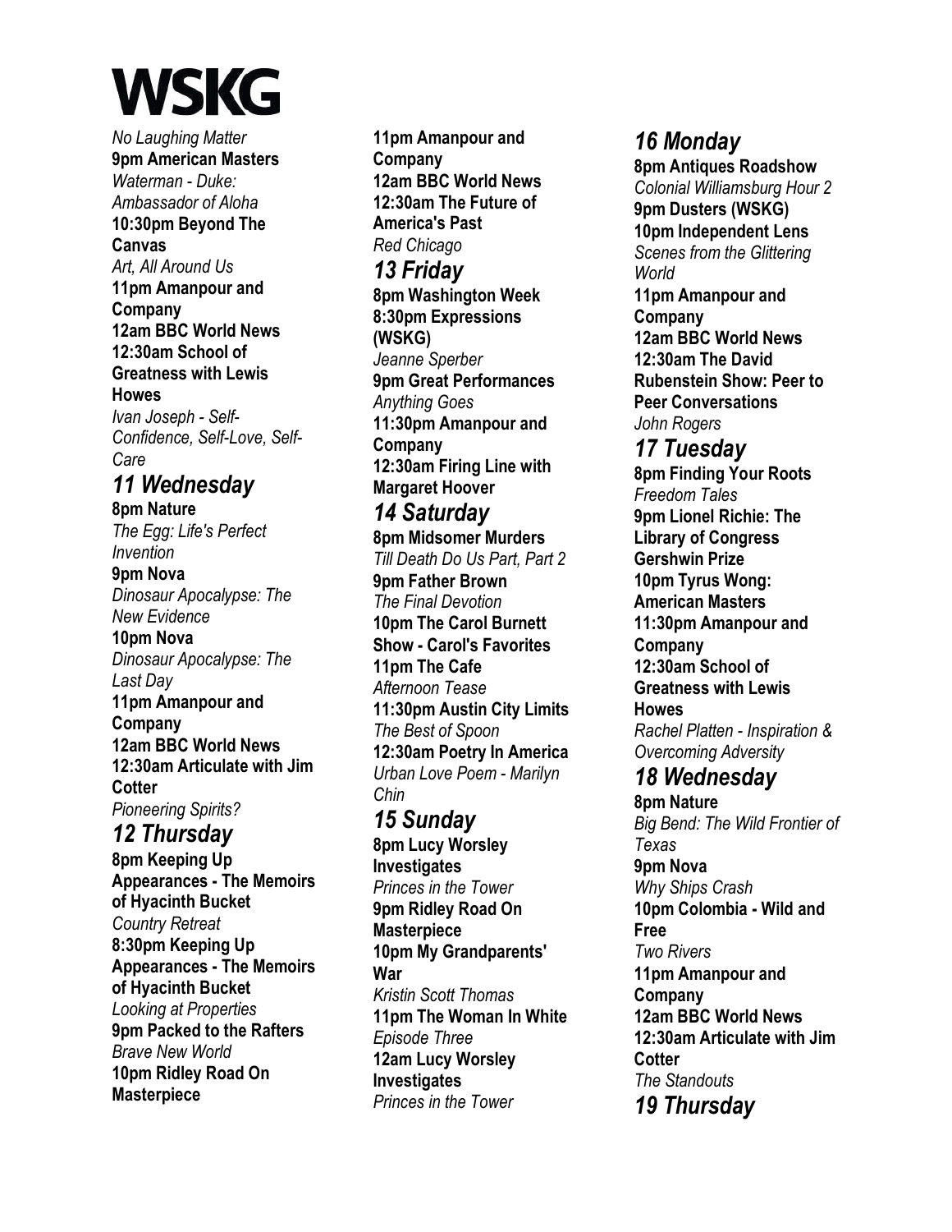# WSKG

*No Laughing Matter*

**9pm American Masters**
*Waterman - Duke: Ambassador of Aloha*

**10:30pm Beyond The Canvas**
*Art, All Around Us*

**11pm Amanpour and Company**

**12am BBC World News**

**12:30am School of Greatness with Lewis Howes**
*Ivan Joseph - Self-Confidence, Self-Love, Self-Care*

## *11 Wednesday*

**8pm Nature**
*The Egg: Life's Perfect Invention*

**9pm Nova**
*Dinosaur Apocalypse: The New Evidence*

**10pm Nova**
*Dinosaur Apocalypse: The Last Day*

**11pm Amanpour and Company**

**12am BBC World News**

**12:30am Articulate with Jim Cotter**
*Pioneering Spirits?*

## *12 Thursday*

**8pm Keeping Up Appearances - The Memoirs of Hyacinth Bucket**
*Country Retreat*

**8:30pm Keeping Up Appearances - The Memoirs of Hyacinth Bucket**
*Looking at Properties*

**9pm Packed to the Rafters**
*Brave New World*

**10pm Ridley Road On Masterpiece**

**11pm Amanpour and Company**

**12am BBC World News**

**12:30am The Future of America's Past**
*Red Chicago*

## *13 Friday*

**8pm Washington Week**

**8:30pm Expressions (WSKG)**
*Jeanne Sperber*

**9pm Great Performances**
*Anything Goes*

**11:30pm Amanpour and Company**

**12:30am Firing Line with Margaret Hoover**

## *14 Saturday*

**8pm Midsomer Murders**
*Till Death Do Us Part, Part 2*

**9pm Father Brown**
*The Final Devotion*

**10pm The Carol Burnett Show - Carol's Favorites**

**11pm The Cafe**
*Afternoon Tease*

**11:30pm Austin City Limits**
*The Best of Spoon*

**12:30am Poetry In America**
*Urban Love Poem - Marilyn Chin*

## *15 Sunday*

**8pm Lucy Worsley Investigates**
*Princes in the Tower*

**9pm Ridley Road On Masterpiece**

**10pm My Grandparents' War**
*Kristin Scott Thomas*

**11pm The Woman In White**
*Episode Three*

**12am Lucy Worsley Investigates**
*Princes in the Tower*

## *16 Monday*

**8pm Antiques Roadshow**
*Colonial Williamsburg Hour 2*

**9pm Dusters (WSKG)**

**10pm Independent Lens**
*Scenes from the Glittering World*

**11pm Amanpour and Company**

**12am BBC World News**

**12:30am The David Rubenstein Show: Peer to Peer Conversations**
*John Rogers*

## *17 Tuesday*

**8pm Finding Your Roots**
*Freedom Tales*

**9pm Lionel Richie: The Library of Congress Gershwin Prize**

**10pm Tyrus Wong: American Masters**

**11:30pm Amanpour and Company**

**12:30am School of Greatness with Lewis Howes**
*Rachel Platten - Inspiration & Overcoming Adversity*

## *18 Wednesday*

**8pm Nature**
*Big Bend: The Wild Frontier of Texas*

**9pm Nova**
*Why Ships Crash*

**10pm Colombia - Wild and Free**
*Two Rivers*

**11pm Amanpour and Company**

**12am BBC World News**

**12:30am Articulate with Jim Cotter**
*The Standouts*

## *19 Thursday*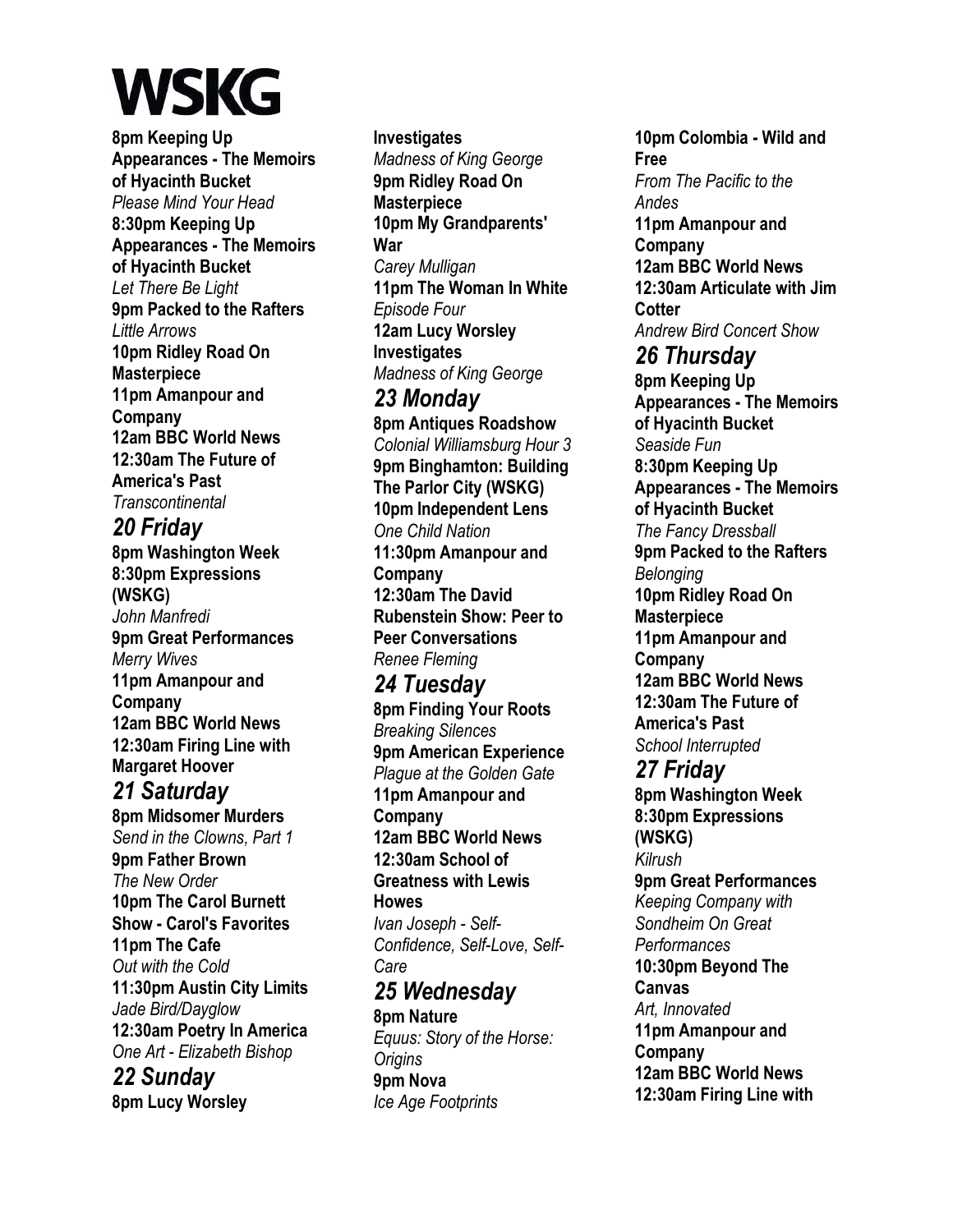# WSKG

**8pm Keeping Up Appearances - The Memoirs of Hyacinth Bucket**
*Please Mind Your Head*
**8:30pm Keeping Up Appearances - The Memoirs of Hyacinth Bucket**
*Let There Be Light*
**9pm Packed to the Rafters**
*Little Arrows*
**10pm Ridley Road On Masterpiece**
**11pm Amanpour and Company**
**12am BBC World News**
**12:30am The Future of America's Past**
*Transcontinental*

## *20 Friday*

**8pm Washington Week**
**8:30pm Expressions (WSKG)**
*John Manfredi*
**9pm Great Performances**
*Merry Wives*
**11pm Amanpour and Company**
**12am BBC World News**
**12:30am Firing Line with Margaret Hoover**

## *21 Saturday*

**8pm Midsomer Murders**
*Send in the Clowns, Part 1*
**9pm Father Brown**
*The New Order*
**10pm The Carol Burnett Show - Carol's Favorites**
**11pm The Cafe**
*Out with the Cold*
**11:30pm Austin City Limits**
*Jade Bird/Dayglow*
**12:30am Poetry In America**
*One Art - Elizabeth Bishop*

## *22 Sunday*

**8pm Lucy Worsley Investigates**
*Madness of King George*
**9pm Ridley Road On Masterpiece**
**10pm My Grandparents' War**
*Carey Mulligan*
**11pm The Woman In White**
*Episode Four*
**12am Lucy Worsley Investigates**
*Madness of King George*

## *23 Monday*

**8pm Antiques Roadshow**
*Colonial Williamsburg Hour 3*
**9pm Binghamton: Building The Parlor City (WSKG)**
**10pm Independent Lens**
*One Child Nation*
**11:30pm Amanpour and Company**
**12:30am The David Rubenstein Show: Peer to Peer Conversations**
*Renee Fleming*

## *24 Tuesday*

**8pm Finding Your Roots**
*Breaking Silences*
**9pm American Experience**
*Plague at the Golden Gate*
**11pm Amanpour and Company**
**12am BBC World News**
**12:30am School of Greatness with Lewis Howes**
*Ivan Joseph - Self-Confidence, Self-Love, Self-Care*

## *25 Wednesday*

**8pm Nature**
*Equus: Story of the Horse: Origins*
**9pm Nova**
*Ice Age Footprints*
**10pm Colombia - Wild and Free**
*From The Pacific to the Andes*
**11pm Amanpour and Company**
**12am BBC World News**
**12:30am Articulate with Jim Cotter**
*Andrew Bird Concert Show*

## *26 Thursday*

**8pm Keeping Up Appearances - The Memoirs of Hyacinth Bucket**
*Seaside Fun*
**8:30pm Keeping Up Appearances - The Memoirs of Hyacinth Bucket**
*The Fancy Dressball*
**9pm Packed to the Rafters**
*Belonging*
**10pm Ridley Road On Masterpiece**
**11pm Amanpour and Company**
**12am BBC World News**
**12:30am The Future of America's Past**
*School Interrupted*

## *27 Friday*

**8pm Washington Week**
**8:30pm Expressions (WSKG)**
*Kilrush*
**9pm Great Performances**
*Keeping Company with Sondheim On Great Performances*
**10:30pm Beyond The Canvas**
*Art, Innovated*
**11pm Amanpour and Company**
**12am BBC World News**
**12:30am Firing Line with**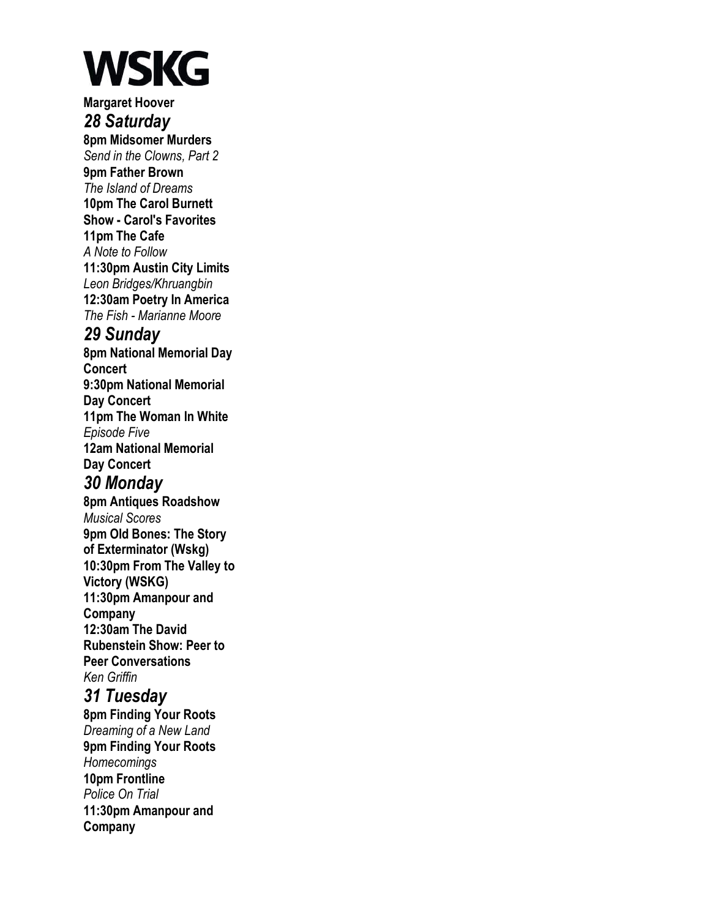# WSKG

**Margaret Hoover**

## *28 Saturday*

**8pm Midsomer Murders**
*Send in the Clowns, Part 2*
**9pm Father Brown**
*The Island of Dreams*
**10pm The Carol Burnett Show - Carol's Favorites**
**11pm The Cafe**
*A Note to Follow*
**11:30pm Austin City Limits**
*Leon Bridges/Khruangbin*
**12:30am Poetry In America**
*The Fish - Marianne Moore*

## *29 Sunday*

**8pm National Memorial Day Concert**
**9:30pm National Memorial Day Concert**
**11pm The Woman In White**
*Episode Five*
**12am National Memorial Day Concert**

## *30 Monday*

**8pm Antiques Roadshow**
*Musical Scores*
**9pm Old Bones: The Story of Exterminator (Wskg)**
**10:30pm From The Valley to Victory (WSKG)**
**11:30pm Amanpour and Company**
**12:30am The David Rubenstein Show: Peer to Peer Conversations**
*Ken Griffin*

## *31 Tuesday*

**8pm Finding Your Roots**
*Dreaming of a New Land*
**9pm Finding Your Roots**
*Homecomings*
**10pm Frontline**
*Police On Trial*
**11:30pm Amanpour and Company**